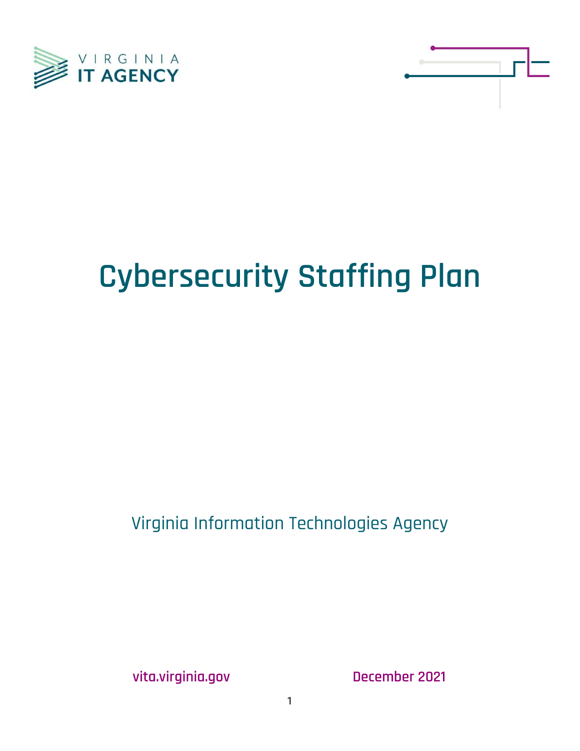VIRGINIA
IT AGENCY

# Cybersecurity Staffing Plan

Virginia Information Technologies Agency

vita.virginia.gov

December 2021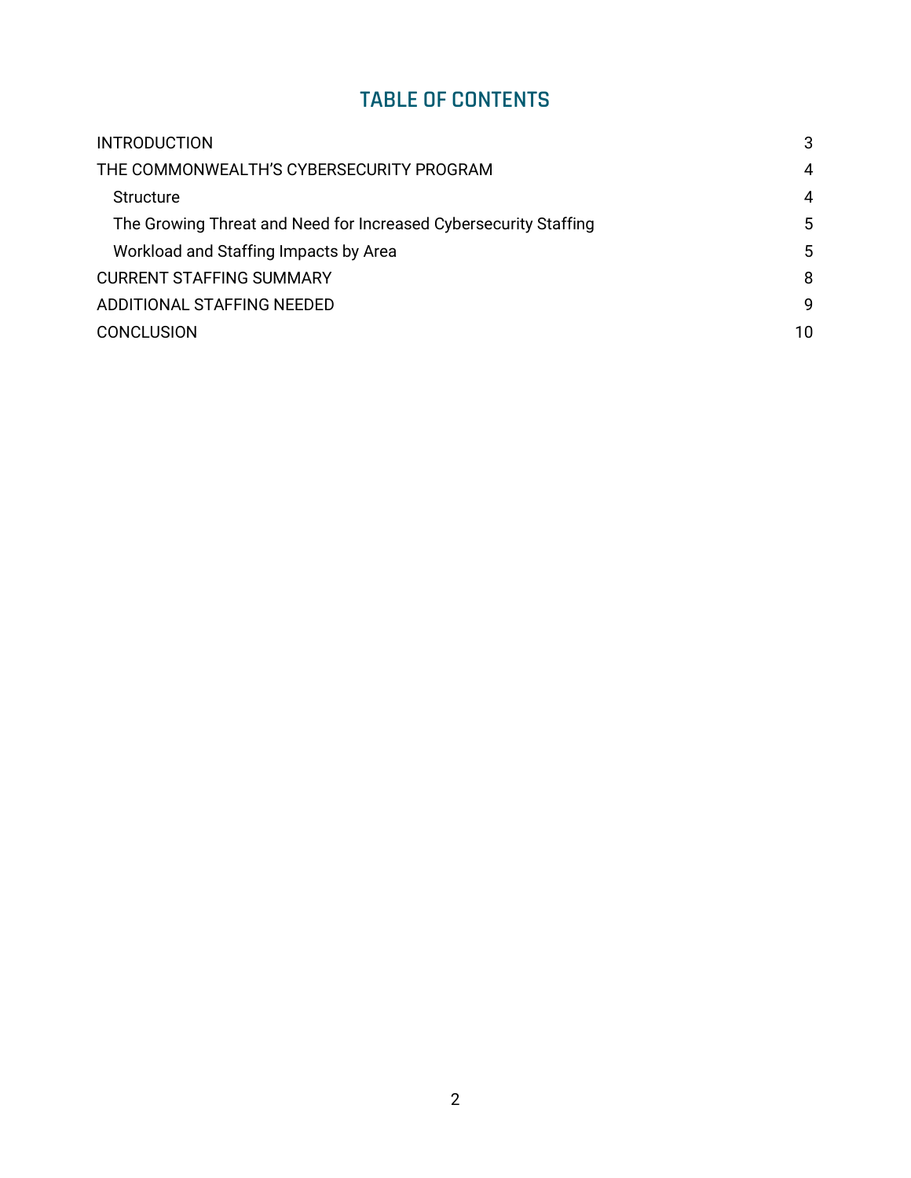## TABLE OF CONTENTS

| | |
|---|---|
| INTRODUCTION | 3 |
| THE COMMONWEALTH'S CYBERSECURITY PROGRAM | 4 |
| Structure | 4 |
| The Growing Threat and Need for Increased Cybersecurity Staffing | 5 |
| Workload and Staffing Impacts by Area | 5 |
| CURRENT STAFFING SUMMARY | 8 |
| ADDITIONAL STAFFING NEEDED | 9 |
| CONCLUSION | 10 |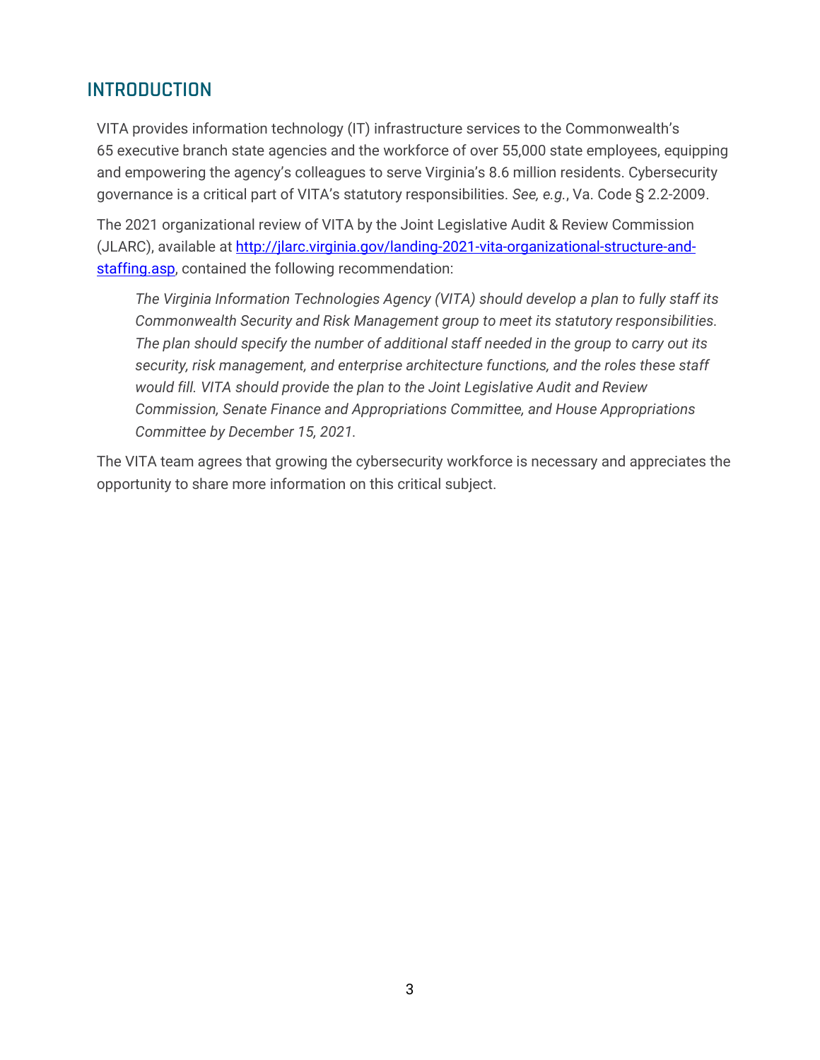## INTRODUCTION

VITA provides information technology (IT) infrastructure services to the Commonwealth's 65 executive branch state agencies and the workforce of over 55,000 state employees, equipping and empowering the agency's colleagues to serve Virginia's 8.6 million residents. Cybersecurity governance is a critical part of VITA's statutory responsibilities. *See, e.g.*, Va. Code § 2.2-2009.

The 2021 organizational review of VITA by the Joint Legislative Audit & Review Commission (JLARC), available at [http://jlarc.virginia.gov/landing-2021-vita-organizational-structure-and-staffing.asp](http://jlarc.virginia.gov/landing-2021-vita-organizational-structure-and-staffing.asp), contained the following recommendation:

> *The Virginia Information Technologies Agency (VITA) should develop a plan to fully staff its Commonwealth Security and Risk Management group to meet its statutory responsibilities. The plan should specify the number of additional staff needed in the group to carry out its security, risk management, and enterprise architecture functions, and the roles these staff would fill. VITA should provide the plan to the Joint Legislative Audit and Review Commission, Senate Finance and Appropriations Committee, and House Appropriations Committee by December 15, 2021.*

The VITA team agrees that growing the cybersecurity workforce is necessary and appreciates the opportunity to share more information on this critical subject.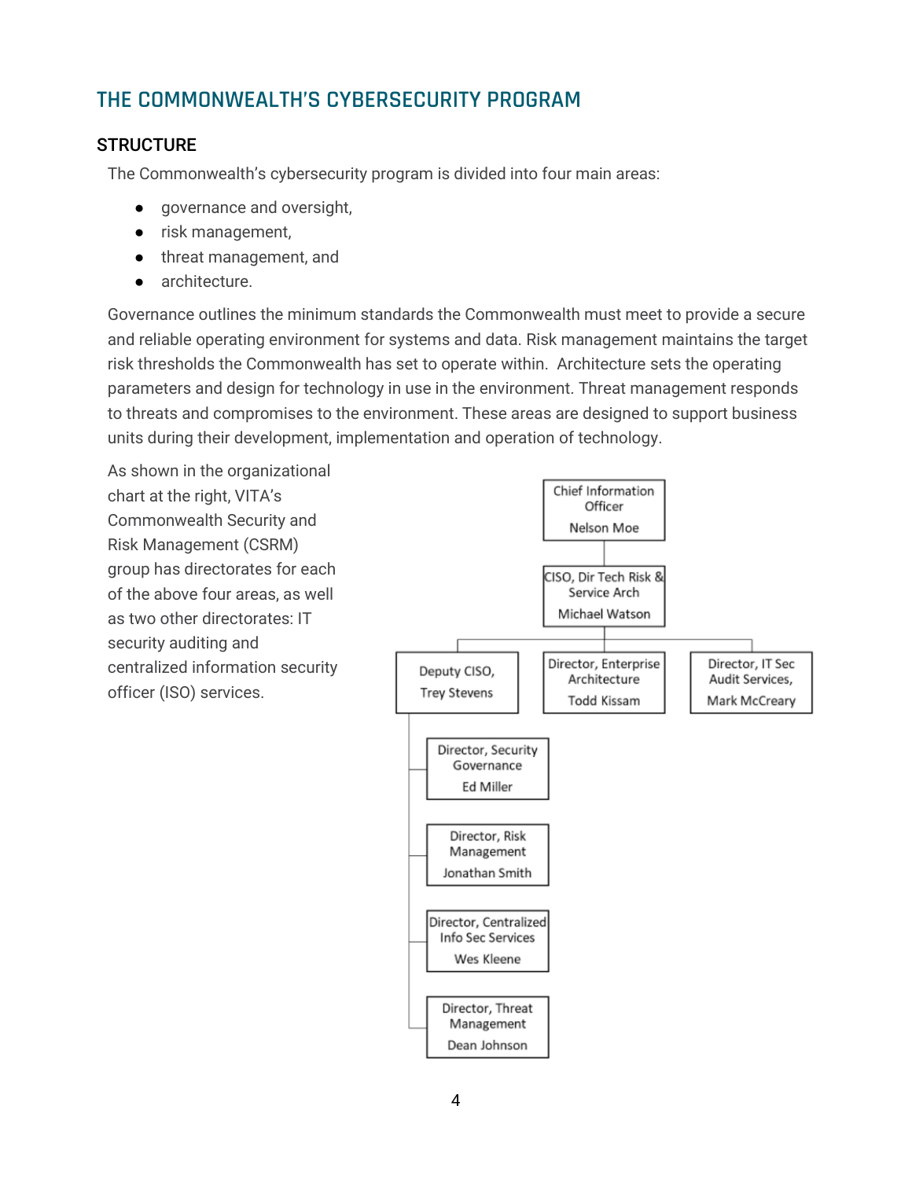## THE COMMONWEALTH'S CYBERSECURITY PROGRAM

### STRUCTURE

The Commonwealth's cybersecurity program is divided into four main areas:

- governance and oversight,
- risk management,
- threat management, and
- architecture.

Governance outlines the minimum standards the Commonwealth must meet to provide a secure and reliable operating environment for systems and data. Risk management maintains the target risk thresholds the Commonwealth has set to operate within. Architecture sets the operating parameters and design for technology in use in the environment. Threat management responds to threats and compromises to the environment. These areas are designed to support business units during their development, implementation and operation of technology.

As shown in the organizational chart at the right, VITA's Commonwealth Security and Risk Management (CSRM) group has directorates for each of the above four areas, as well as two other directorates: IT security auditing and centralized information security officer (ISO) services.

- Chief Information Officer – Nelson Moe
  - CISO, Dir Tech Risk & Service Arch – Michael Watson
    - Deputy CISO, – Trey Stevens
      - Director, Security Governance – Ed Miller
      - Director, Risk Management – Jonathan Smith
      - Director, Centralized Info Sec Services – Wes Kleene
      - Director, Threat Management – Dean Johnson
    - Director, Enterprise Architecture – Todd Kissam
    - Director, IT Sec Audit Services, – Mark McCreary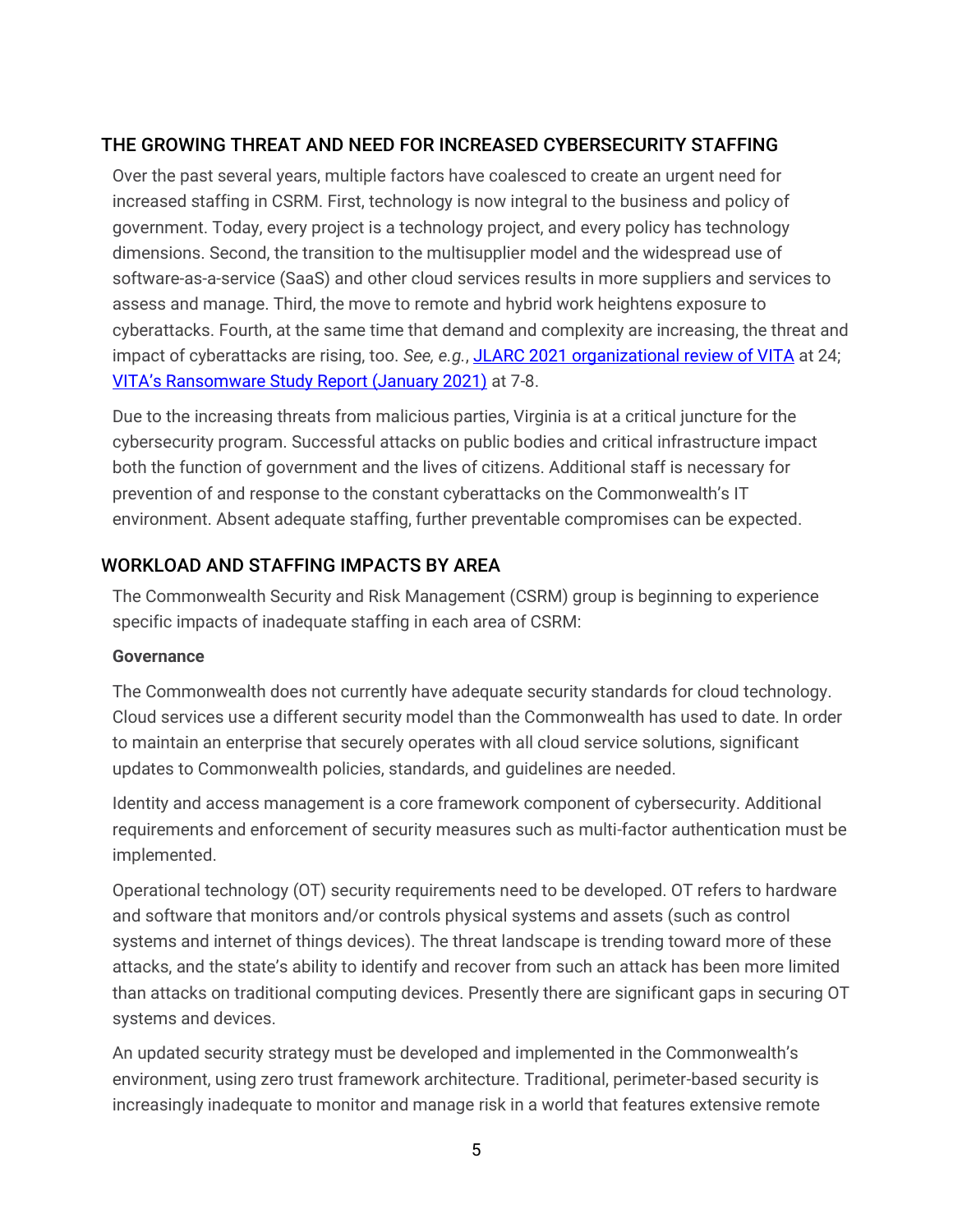## THE GROWING THREAT AND NEED FOR INCREASED CYBERSECURITY STAFFING

Over the past several years, multiple factors have coalesced to create an urgent need for increased staffing in CSRM. First, technology is now integral to the business and policy of government. Today, every project is a technology project, and every policy has technology dimensions. Second, the transition to the multisupplier model and the widespread use of software-as-a-service (SaaS) and other cloud services results in more suppliers and services to assess and manage. Third, the move to remote and hybrid work heightens exposure to cyberattacks. Fourth, at the same time that demand and complexity are increasing, the threat and impact of cyberattacks are rising, too. *See, e.g.*, [JLARC 2021 organizational review of VITA]() at 24; [VITA's Ransomware Study Report (January 2021)]() at 7-8.

Due to the increasing threats from malicious parties, Virginia is at a critical juncture for the cybersecurity program. Successful attacks on public bodies and critical infrastructure impact both the function of government and the lives of citizens. Additional staff is necessary for prevention of and response to the constant cyberattacks on the Commonwealth's IT environment. Absent adequate staffing, further preventable compromises can be expected.

## WORKLOAD AND STAFFING IMPACTS BY AREA

The Commonwealth Security and Risk Management (CSRM) group is beginning to experience specific impacts of inadequate staffing in each area of CSRM:

**Governance**

The Commonwealth does not currently have adequate security standards for cloud technology. Cloud services use a different security model than the Commonwealth has used to date. In order to maintain an enterprise that securely operates with all cloud service solutions, significant updates to Commonwealth policies, standards, and guidelines are needed.

Identity and access management is a core framework component of cybersecurity. Additional requirements and enforcement of security measures such as multi-factor authentication must be implemented.

Operational technology (OT) security requirements need to be developed. OT refers to hardware and software that monitors and/or controls physical systems and assets (such as control systems and internet of things devices). The threat landscape is trending toward more of these attacks, and the state's ability to identify and recover from such an attack has been more limited than attacks on traditional computing devices. Presently there are significant gaps in securing OT systems and devices.

An updated security strategy must be developed and implemented in the Commonwealth's environment, using zero trust framework architecture. Traditional, perimeter-based security is increasingly inadequate to monitor and manage risk in a world that features extensive remote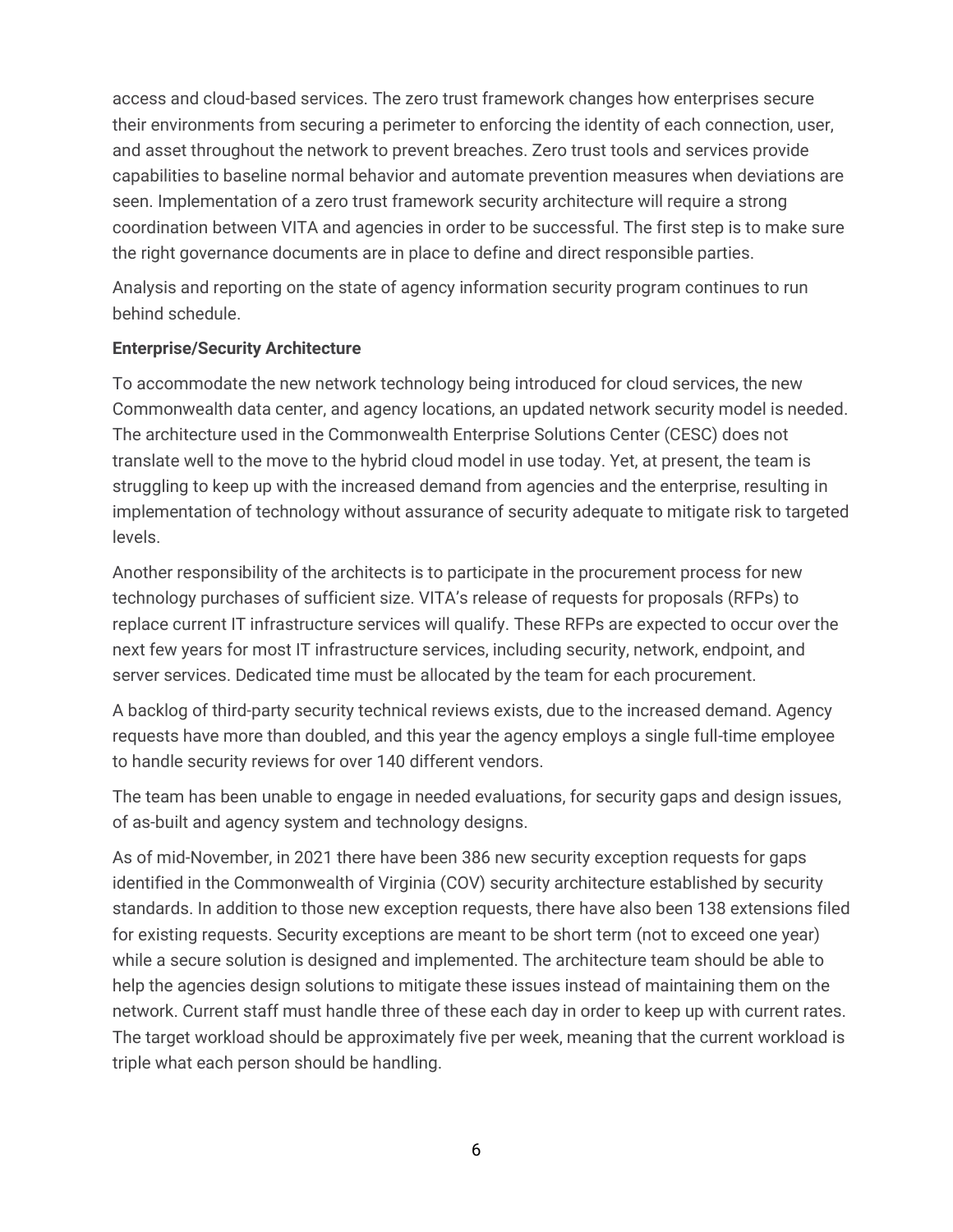access and cloud-based services. The zero trust framework changes how enterprises secure their environments from securing a perimeter to enforcing the identity of each connection, user, and asset throughout the network to prevent breaches. Zero trust tools and services provide capabilities to baseline normal behavior and automate prevention measures when deviations are seen. Implementation of a zero trust framework security architecture will require a strong coordination between VITA and agencies in order to be successful. The first step is to make sure the right governance documents are in place to define and direct responsible parties.

Analysis and reporting on the state of agency information security program continues to run behind schedule.

**Enterprise/Security Architecture**

To accommodate the new network technology being introduced for cloud services, the new Commonwealth data center, and agency locations, an updated network security model is needed. The architecture used in the Commonwealth Enterprise Solutions Center (CESC) does not translate well to the move to the hybrid cloud model in use today. Yet, at present, the team is struggling to keep up with the increased demand from agencies and the enterprise, resulting in implementation of technology without assurance of security adequate to mitigate risk to targeted levels.

Another responsibility of the architects is to participate in the procurement process for new technology purchases of sufficient size. VITA's release of requests for proposals (RFPs) to replace current IT infrastructure services will qualify. These RFPs are expected to occur over the next few years for most IT infrastructure services, including security, network, endpoint, and server services. Dedicated time must be allocated by the team for each procurement.

A backlog of third-party security technical reviews exists, due to the increased demand. Agency requests have more than doubled, and this year the agency employs a single full-time employee to handle security reviews for over 140 different vendors.

The team has been unable to engage in needed evaluations, for security gaps and design issues, of as-built and agency system and technology designs.

As of mid-November, in 2021 there have been 386 new security exception requests for gaps identified in the Commonwealth of Virginia (COV) security architecture established by security standards. In addition to those new exception requests, there have also been 138 extensions filed for existing requests. Security exceptions are meant to be short term (not to exceed one year) while a secure solution is designed and implemented. The architecture team should be able to help the agencies design solutions to mitigate these issues instead of maintaining them on the network. Current staff must handle three of these each day in order to keep up with current rates. The target workload should be approximately five per week, meaning that the current workload is triple what each person should be handling.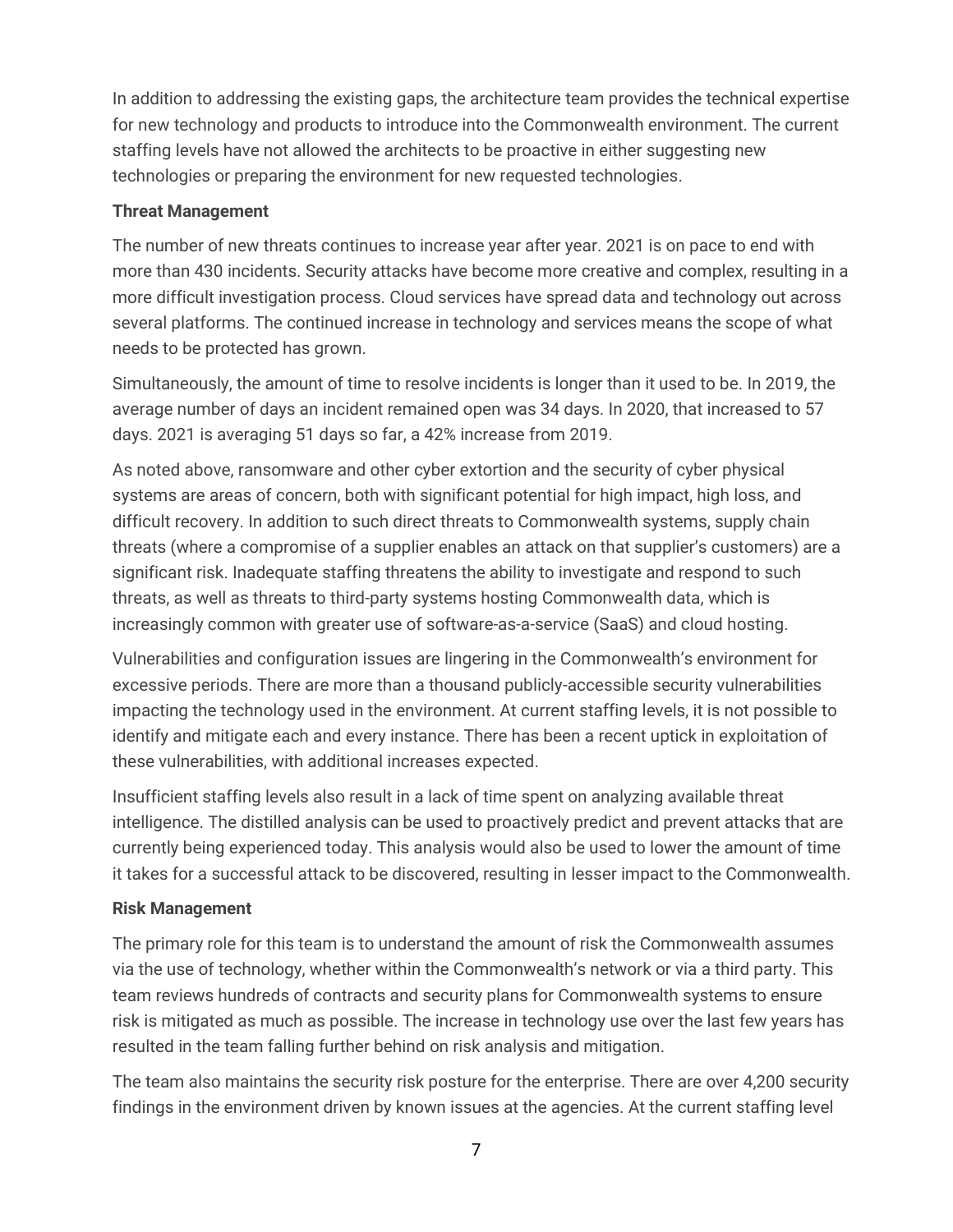In addition to addressing the existing gaps, the architecture team provides the technical expertise for new technology and products to introduce into the Commonwealth environment. The current staffing levels have not allowed the architects to be proactive in either suggesting new technologies or preparing the environment for new requested technologies.

**Threat Management**

The number of new threats continues to increase year after year. 2021 is on pace to end with more than 430 incidents. Security attacks have become more creative and complex, resulting in a more difficult investigation process. Cloud services have spread data and technology out across several platforms. The continued increase in technology and services means the scope of what needs to be protected has grown.

Simultaneously, the amount of time to resolve incidents is longer than it used to be. In 2019, the average number of days an incident remained open was 34 days. In 2020, that increased to 57 days. 2021 is averaging 51 days so far, a 42% increase from 2019.

As noted above, ransomware and other cyber extortion and the security of cyber physical systems are areas of concern, both with significant potential for high impact, high loss, and difficult recovery. In addition to such direct threats to Commonwealth systems, supply chain threats (where a compromise of a supplier enables an attack on that supplier's customers) are a significant risk. Inadequate staffing threatens the ability to investigate and respond to such threats, as well as threats to third-party systems hosting Commonwealth data, which is increasingly common with greater use of software-as-a-service (SaaS) and cloud hosting.

Vulnerabilities and configuration issues are lingering in the Commonwealth's environment for excessive periods. There are more than a thousand publicly-accessible security vulnerabilities impacting the technology used in the environment. At current staffing levels, it is not possible to identify and mitigate each and every instance. There has been a recent uptick in exploitation of these vulnerabilities, with additional increases expected.

Insufficient staffing levels also result in a lack of time spent on analyzing available threat intelligence. The distilled analysis can be used to proactively predict and prevent attacks that are currently being experienced today. This analysis would also be used to lower the amount of time it takes for a successful attack to be discovered, resulting in lesser impact to the Commonwealth.

**Risk Management**

The primary role for this team is to understand the amount of risk the Commonwealth assumes via the use of technology, whether within the Commonwealth's network or via a third party. This team reviews hundreds of contracts and security plans for Commonwealth systems to ensure risk is mitigated as much as possible. The increase in technology use over the last few years has resulted in the team falling further behind on risk analysis and mitigation.

The team also maintains the security risk posture for the enterprise. There are over 4,200 security findings in the environment driven by known issues at the agencies. At the current staffing level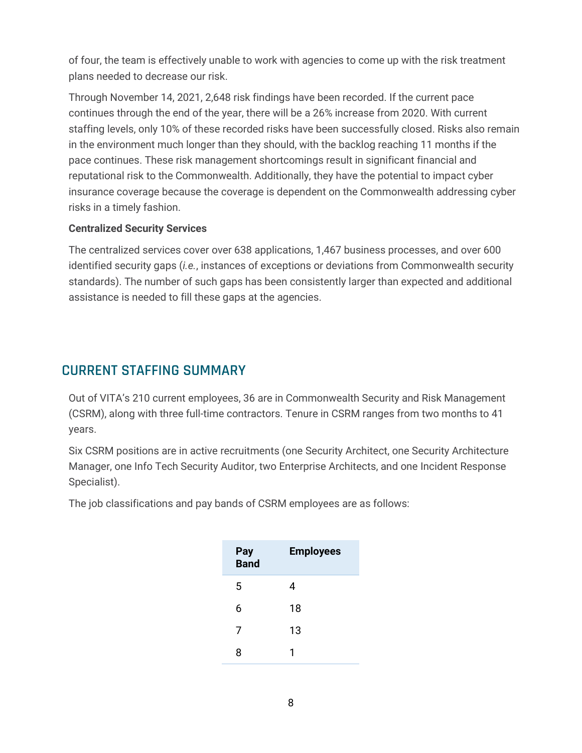of four, the team is effectively unable to work with agencies to come up with the risk treatment plans needed to decrease our risk.

Through November 14, 2021, 2,648 risk findings have been recorded. If the current pace continues through the end of the year, there will be a 26% increase from 2020. With current staffing levels, only 10% of these recorded risks have been successfully closed. Risks also remain in the environment much longer than they should, with the backlog reaching 11 months if the pace continues. These risk management shortcomings result in significant financial and reputational risk to the Commonwealth. Additionally, they have the potential to impact cyber insurance coverage because the coverage is dependent on the Commonwealth addressing cyber risks in a timely fashion.

**Centralized Security Services**

The centralized services cover over 638 applications, 1,467 business processes, and over 600 identified security gaps (*i.e.*, instances of exceptions or deviations from Commonwealth security standards). The number of such gaps has been consistently larger than expected and additional assistance is needed to fill these gaps at the agencies.

## CURRENT STAFFING SUMMARY

Out of VITA's 210 current employees, 36 are in Commonwealth Security and Risk Management (CSRM), along with three full-time contractors. Tenure in CSRM ranges from two months to 41 years.

Six CSRM positions are in active recruitments (one Security Architect, one Security Architecture Manager, one Info Tech Security Auditor, two Enterprise Architects, and one Incident Response Specialist).

The job classifications and pay bands of CSRM employees are as follows:

| Pay Band | Employees |
|---|---|
| 5 | 4 |
| 6 | 18 |
| 7 | 13 |
| 8 | 1 |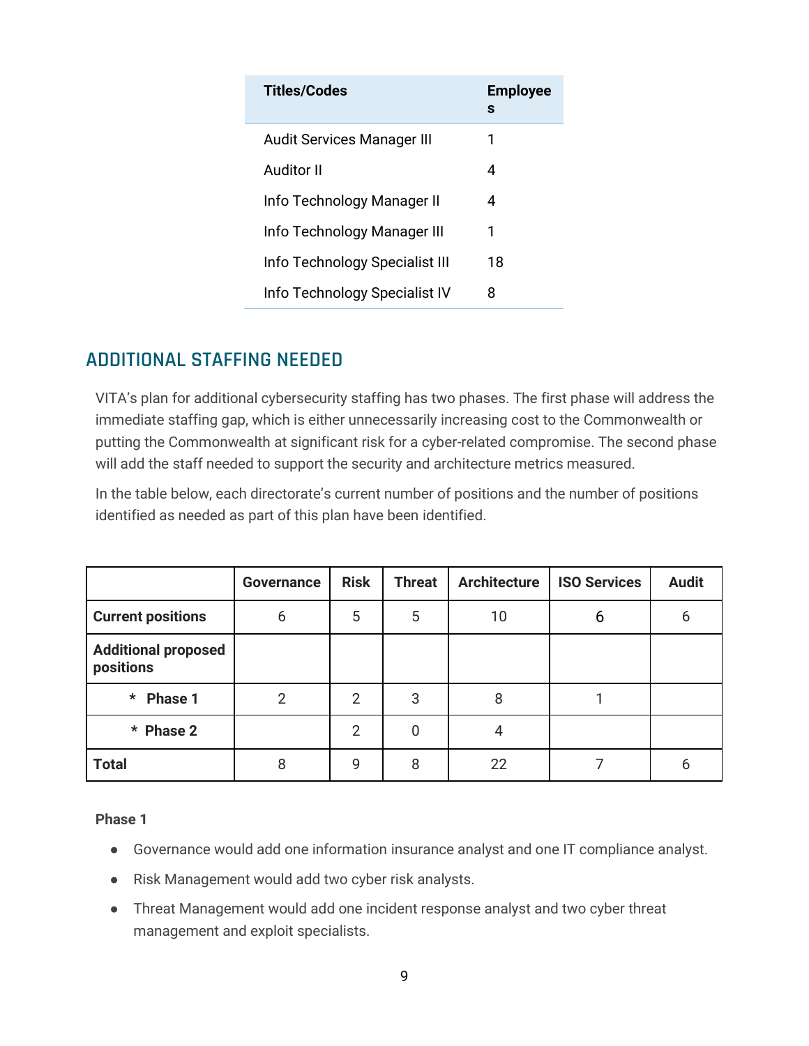| Titles/Codes | Employees |
| --- | --- |
| Audit Services Manager III | 1 |
| Auditor II | 4 |
| Info Technology Manager II | 4 |
| Info Technology Manager III | 1 |
| Info Technology Specialist III | 18 |
| Info Technology Specialist IV | 8 |

## ADDITIONAL STAFFING NEEDED

VITA's plan for additional cybersecurity staffing has two phases. The first phase will address the immediate staffing gap, which is either unnecessarily increasing cost to the Commonwealth or putting the Commonwealth at significant risk for a cyber-related compromise. The second phase will add the staff needed to support the security and architecture metrics measured.

In the table below, each directorate's current number of positions and the number of positions identified as needed as part of this plan have been identified.

| | Governance | Risk | Threat | Architecture | ISO Services | Audit |
| --- | --- | --- | --- | --- | --- | --- |
| **Current positions** | 6 | 5 | 5 | 10 | 6 | 6 |
| **Additional proposed positions** | | | | | | |
| * **Phase 1** | 2 | 2 | 3 | 8 | 1 | |
| * **Phase 2** | | 2 | 0 | 4 | | |
| **Total** | 8 | 9 | 8 | 22 | 7 | 6 |

**Phase 1**

- Governance would add one information insurance analyst and one IT compliance analyst.
- Risk Management would add two cyber risk analysts.
- Threat Management would add one incident response analyst and two cyber threat management and exploit specialists.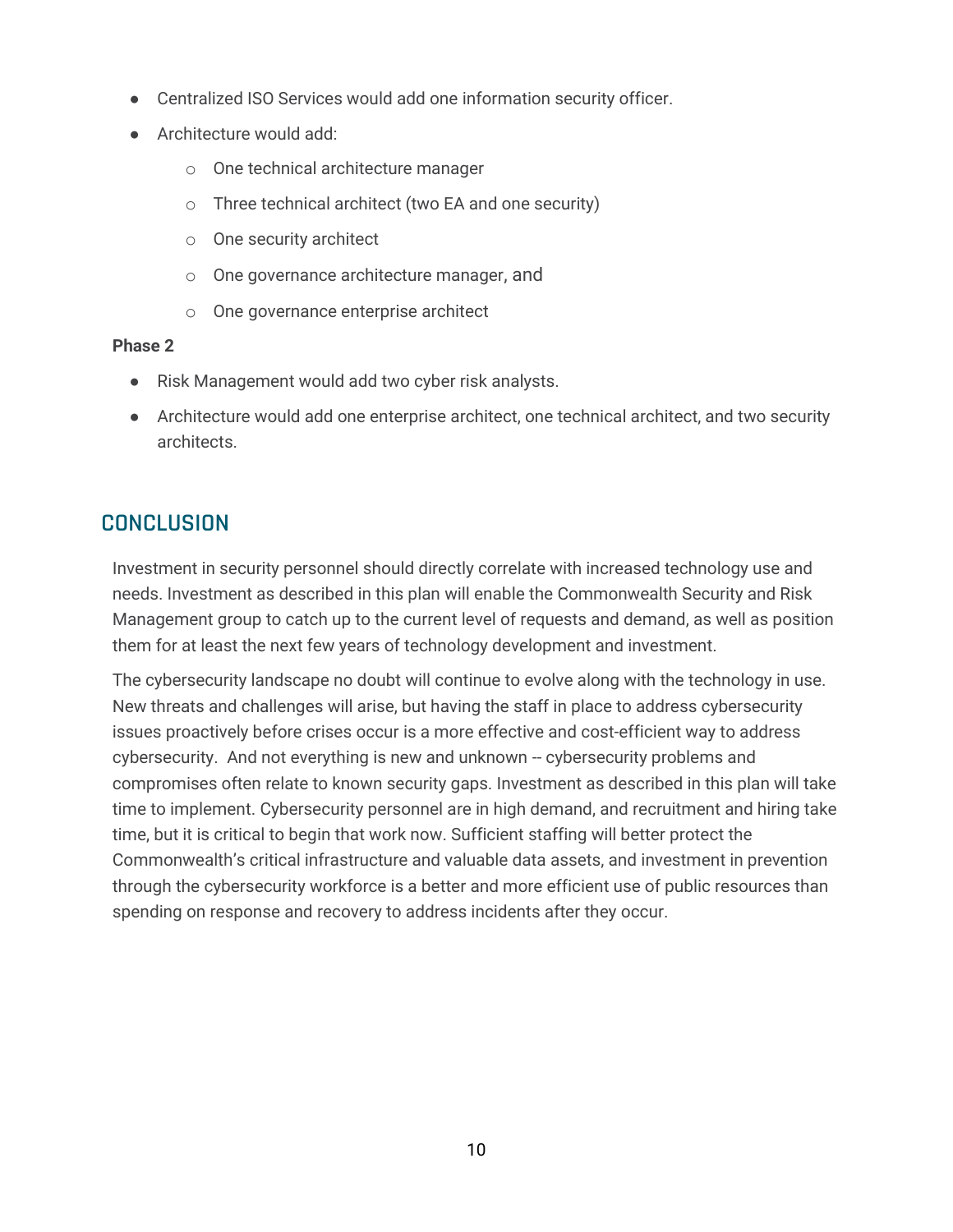- Centralized ISO Services would add one information security officer.
- Architecture would add:
  - One technical architecture manager
  - Three technical architect (two EA and one security)
  - One security architect
  - One governance architecture manager, and
  - One governance enterprise architect

**Phase 2**

- Risk Management would add two cyber risk analysts.
- Architecture would add one enterprise architect, one technical architect, and two security architects.

## CONCLUSION

Investment in security personnel should directly correlate with increased technology use and needs. Investment as described in this plan will enable the Commonwealth Security and Risk Management group to catch up to the current level of requests and demand, as well as position them for at least the next few years of technology development and investment.

The cybersecurity landscape no doubt will continue to evolve along with the technology in use. New threats and challenges will arise, but having the staff in place to address cybersecurity issues proactively before crises occur is a more effective and cost-efficient way to address cybersecurity. And not everything is new and unknown -- cybersecurity problems and compromises often relate to known security gaps. Investment as described in this plan will take time to implement. Cybersecurity personnel are in high demand, and recruitment and hiring take time, but it is critical to begin that work now. Sufficient staffing will better protect the Commonwealth's critical infrastructure and valuable data assets, and investment in prevention through the cybersecurity workforce is a better and more efficient use of public resources than spending on response and recovery to address incidents after they occur.